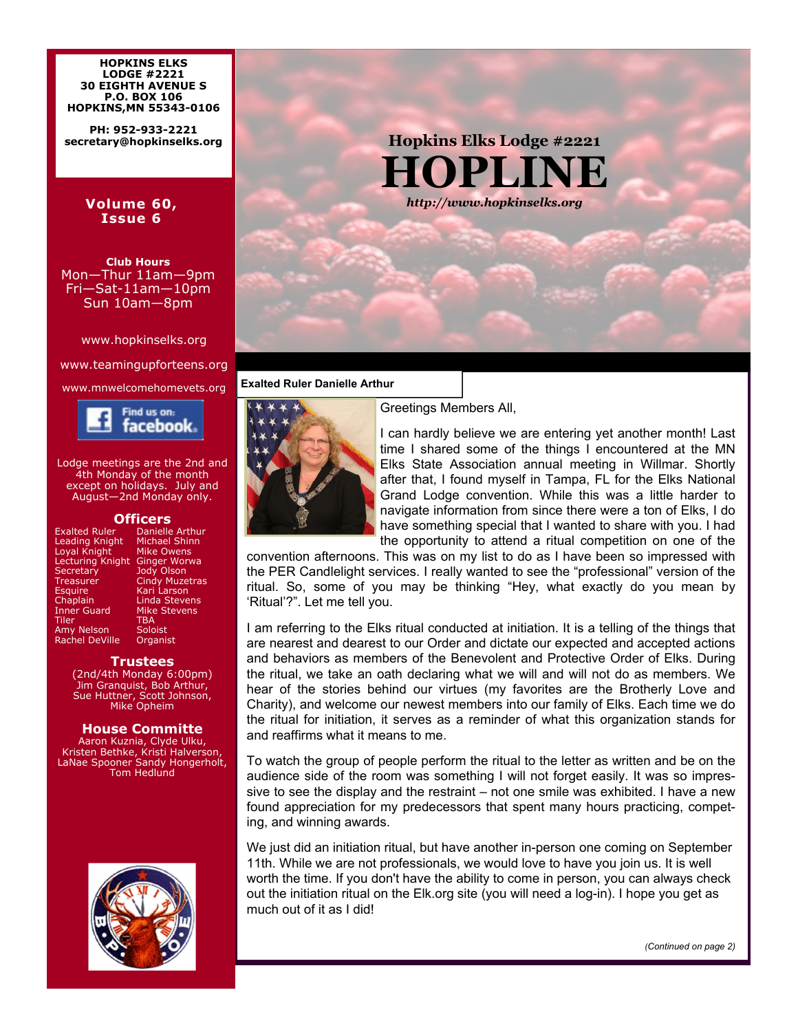**HOPKINS ELKS LODGE #2221**
**30 EIGHTH AVENUE S**
**P.O. BOX 106**
**HOPKINS,MN 55343-0106**

**PH: 952-933-2221**
**secretary@hopkinselks.org**

**Volume 60, Issue 6**

**Club Hours**
Mon—Thur 11am—9pm
Fri—Sat-11am—10pm
Sun 10am—8pm

www.hopkinselks.org

www.teamingupforteens.org

www.mnwelcomehomevets.org

Find us on: facebook

Lodge meetings are the 2nd and 4th Monday of the month except on holidays. July and August—2nd Monday only.

## Officers

| | |
|---|---|
| Exalted Ruler | Danielle Arthur |
| Leading Knight | Michael Shinn |
| Loyal Knight | Mike Owens |
| Lecturing Knight | Ginger Worwa |
| Secretary | Jody Olson |
| Treasurer | Cindy Muzetras |
| Esquire | Kari Larson |
| Chaplain | Linda Stevens |
| Inner Guard | Mike Stevens |
| Tiler | TBA |
| Amy Nelson | Soloist |
| Rachel DeVille | Organist |

## Trustees

(2nd/4th Monday 6:00pm)
Jim Granquist, Bob Arthur, Sue Huttner, Scott Johnson, Mike Opheim

## House Committe

Aaron Kuznia, Clyde Ulku, Kristen Bethke, Kristi Halverson, LaNae Spooner Sandy Hongerholt, Tom Hedlund

# Hopkins Elks Lodge #2221
# HOPLINE

*http://www.hopkinselks.org*

### Exalted Ruler Danielle Arthur

Greetings Members All,

I can hardly believe we are entering yet another month! Last time I shared some of the things I encountered at the MN Elks State Association annual meeting in Willmar. Shortly after that, I found myself in Tampa, FL for the Elks National Grand Lodge convention. While this was a little harder to navigate information from since there were a ton of Elks, I do have something special that I wanted to share with you. I had the opportunity to attend a ritual competition on one of the convention afternoons. This was on my list to do as I have been so impressed with the PER Candlelight services. I really wanted to see the "professional" version of the ritual. So, some of you may be thinking "Hey, what exactly do you mean by 'Ritual'?". Let me tell you.

I am referring to the Elks ritual conducted at initiation. It is a telling of the things that are nearest and dearest to our Order and dictate our expected and accepted actions and behaviors as members of the Benevolent and Protective Order of Elks. During the ritual, we take an oath declaring what we will and will not do as members. We hear of the stories behind our virtues (my favorites are the Brotherly Love and Charity), and welcome our newest members into our family of Elks. Each time we do the ritual for initiation, it serves as a reminder of what this organization stands for and reaffirms what it means to me.

To watch the group of people perform the ritual to the letter as written and be on the audience side of the room was something I will not forget easily. It was so impressive to see the display and the restraint – not one smile was exhibited. I have a new found appreciation for my predecessors that spent many hours practicing, competing, and winning awards.

We just did an initiation ritual, but have another in-person one coming on September 11th. While we are not professionals, we would love to have you join us. It is well worth the time. If you don't have the ability to come in person, you can always check out the initiation ritual on the Elk.org site (you will need a log-in). I hope you get as much out of it as I did!

*(Continued on page 2)*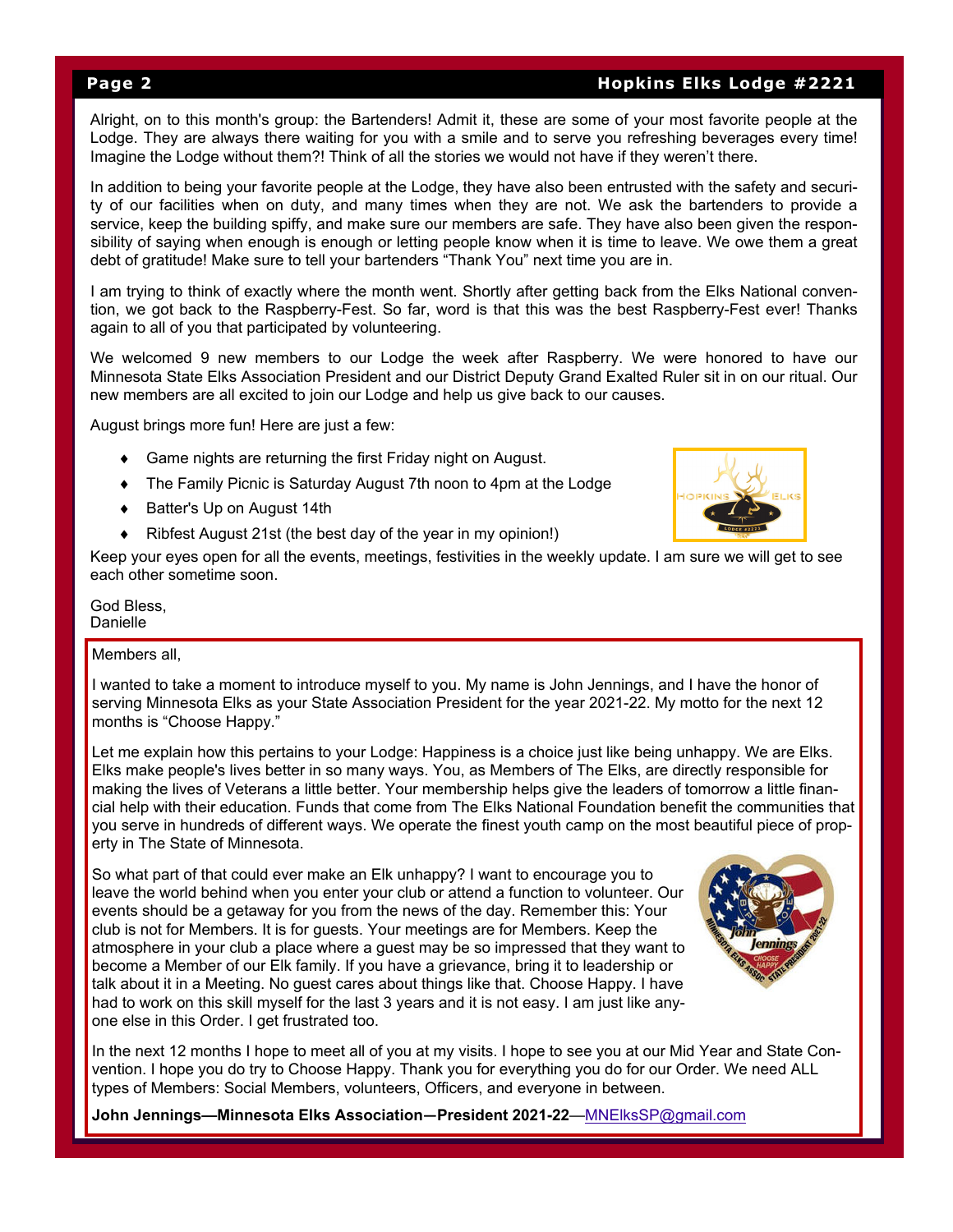Alright, on to this month's group: the Bartenders! Admit it, these are some of your most favorite people at the Lodge. They are always there waiting for you with a smile and to serve you refreshing beverages every time! Imagine the Lodge without them?! Think of all the stories we would not have if they weren't there.

In addition to being your favorite people at the Lodge, they have also been entrusted with the safety and security of our facilities when on duty, and many times when they are not. We ask the bartenders to provide a service, keep the building spiffy, and make sure our members are safe. They have also been given the responsibility of saying when enough is enough or letting people know when it is time to leave. We owe them a great debt of gratitude! Make sure to tell your bartenders "Thank You" next time you are in.

I am trying to think of exactly where the month went. Shortly after getting back from the Elks National convention, we got back to the Raspberry-Fest. So far, word is that this was the best Raspberry-Fest ever! Thanks again to all of you that participated by volunteering.

We welcomed 9 new members to our Lodge the week after Raspberry. We were honored to have our Minnesota State Elks Association President and our District Deputy Grand Exalted Ruler sit in on our ritual. Our new members are all excited to join our Lodge and help us give back to our causes.

August brings more fun! Here are just a few:

- Game nights are returning the first Friday night on August.
- The Family Picnic is Saturday August 7th noon to 4pm at the Lodge
- Batter's Up on August 14th
- Ribfest August 21st (the best day of the year in my opinion!)

Keep your eyes open for all the events, meetings, festivities in the weekly update. I am sure we will get to see each other sometime soon.

God Bless,
Danielle

Members all,

I wanted to take a moment to introduce myself to you. My name is John Jennings, and I have the honor of serving Minnesota Elks as your State Association President for the year 2021-22. My motto for the next 12 months is "Choose Happy."

Let me explain how this pertains to your Lodge: Happiness is a choice just like being unhappy. We are Elks. Elks make people's lives better in so many ways. You, as Members of The Elks, are directly responsible for making the lives of Veterans a little better. Your membership helps give the leaders of tomorrow a little financial help with their education. Funds that come from The Elks National Foundation benefit the communities that you serve in hundreds of different ways. We operate the finest youth camp on the most beautiful piece of property in The State of Minnesota.

So what part of that could ever make an Elk unhappy? I want to encourage you to leave the world behind when you enter your club or attend a function to volunteer. Our events should be a getaway for you from the news of the day. Remember this: Your club is not for Members. It is for guests. Your meetings are for Members. Keep the atmosphere in your club a place where a guest may be so impressed that they want to become a Member of our Elk family. If you have a grievance, bring it to leadership or talk about it in a Meeting. No guest cares about things like that. Choose Happy. I have had to work on this skill myself for the last 3 years and it is not easy. I am just like anyone else in this Order. I get frustrated too.

In the next 12 months I hope to meet all of you at my visits. I hope to see you at our Mid Year and State Convention. I hope you do try to Choose Happy. Thank you for everything you do for our Order. We need ALL types of Members: Social Members, volunteers, Officers, and everyone in between.

**John Jennings—Minnesota Elks Association—President 2021-22**—MNElksSP@gmail.com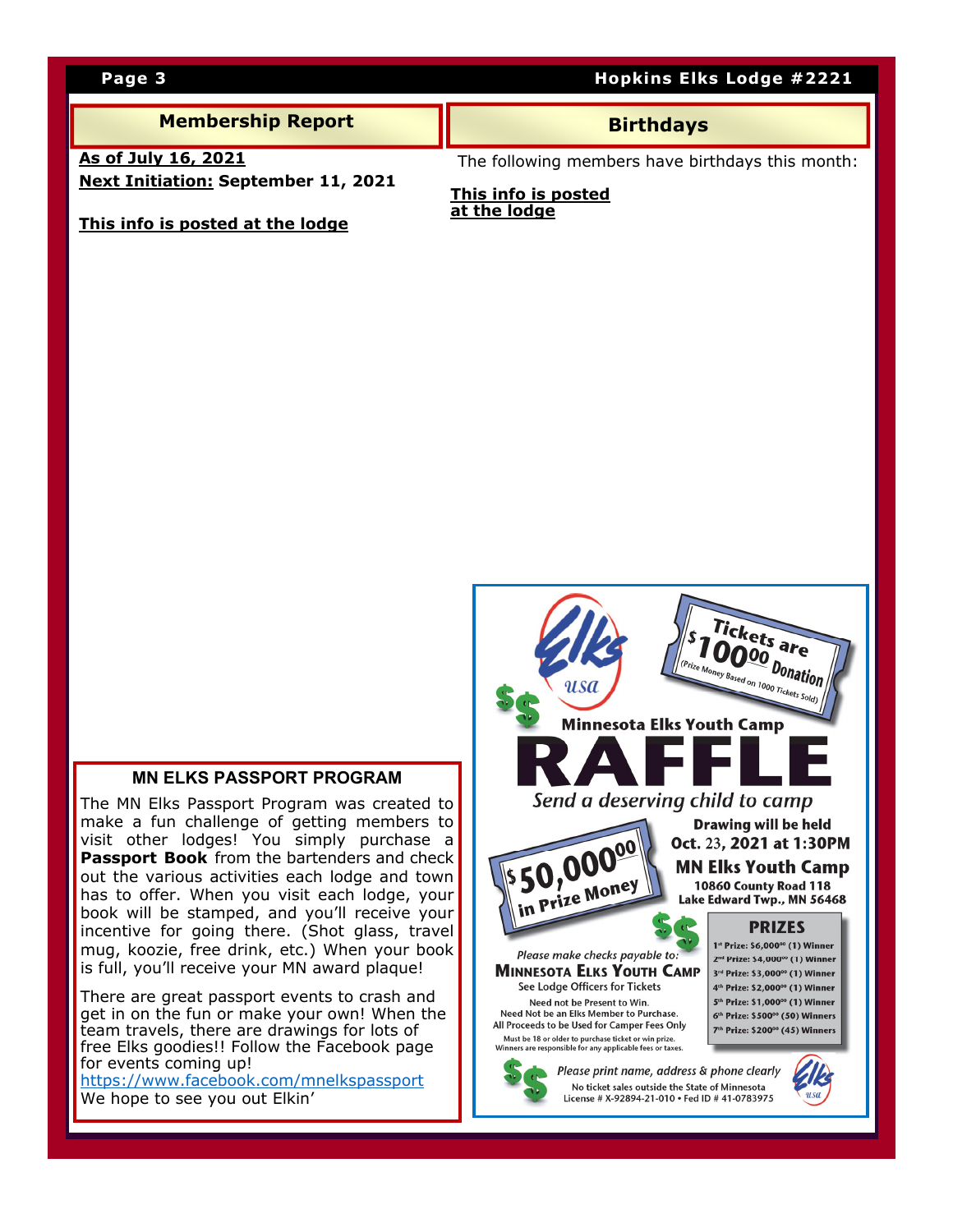## Membership Report

**As of July 16, 2021**

**Next Initiation: September 11, 2021**

**This info is posted at the lodge**

## Birthdays

The following members have birthdays this month:

**This info is posted at the lodge**

## MN ELKS PASSPORT PROGRAM

The MN Elks Passport Program was created to make a fun challenge of getting members to visit other lodges! You simply purchase a **Passport Book** from the bartenders and check out the various activities each lodge and town has to offer. When you visit each lodge, your book will be stamped, and you'll receive your incentive for going there. (Shot glass, travel mug, koozie, free drink, etc.) When your book is full, you'll receive your MN award plaque!

There are great passport events to crash and get in on the fun or make your own! When the team travels, there are drawings for lots of free Elks goodies!! Follow the Facebook page for events coming up!
https://www.facebook.com/mnelkspassport
We hope to see you out Elkin'

## Minnesota Elks Youth Camp RAFFLE

*Send a deserving child to camp*

Tickets are $100.00 Donation
(Prize Money Based on 1000 Tickets Sold)

$50,000.00 in Prize Money

**Drawing will be held Oct. 23, 2021 at 1:30PM**
**MN Elks Youth Camp**
10860 County Road 118
Lake Edward Twp., MN 56468

### PRIZES

- 1st Prize: $6,000.00 (1) Winner
- 2nd Prize: $4,000.00 (1) Winner
- 3rd Prize: $3,000.00 (1) Winner
- 4th Prize: $2,000.00 (1) Winner
- 5th Prize: $1,000.00 (1) Winner
- 6th Prize: $500.00 (50) Winners
- 7th Prize: $200.00 (45) Winners

*Please make checks payable to:*
**MINNESOTA ELKS YOUTH CAMP**
See Lodge Officers for Tickets

Need not be Present to Win.
Need Not be an Elks Member to Purchase.
All Proceeds to be Used for Camper Fees Only
Must be 18 or older to purchase ticket or win prize.
Winners are responsible for any applicable fees or taxes.

*Please print name, address & phone clearly*
No ticket sales outside the State of Minnesota
License # X-92894-21-010 • Fed ID # 41-0783975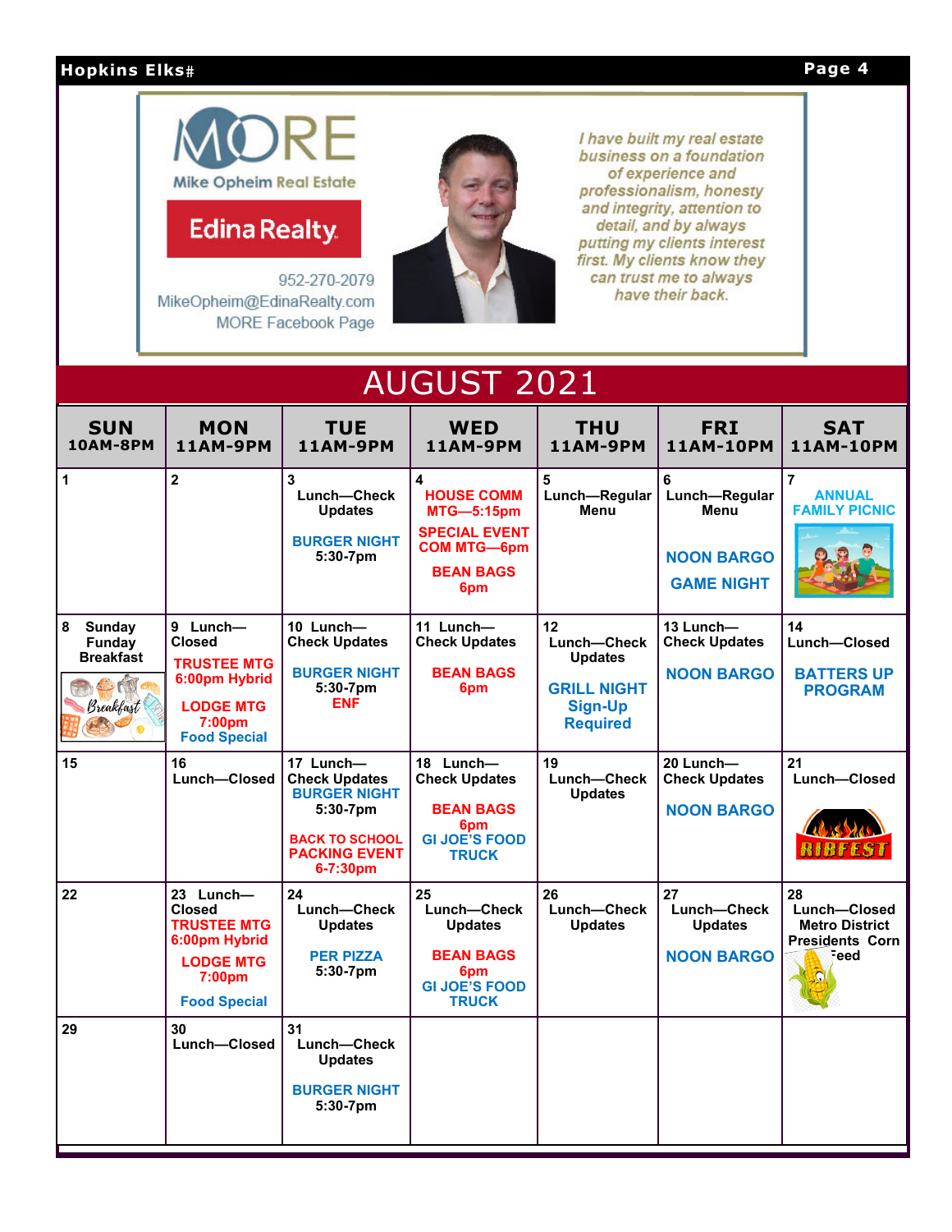MORE

Mike Opheim Real Estate

Edina Realty.

952-270-2079

MikeOpheim@EdinaRealty.com

MORE Facebook Page

*I have built my real estate business on a foundation of experience and professionalism, honesty and integrity, attention to detail, and by always putting my clients interest first. My clients know they can trust me to always have their back.*

# AUGUST 2021

| SUN 10AM-8PM | MON 11AM-9PM | TUE 11AM-9PM | WED 11AM-9PM | THU 11AM-9PM | FRI 11AM-10PM | SAT 11AM-10PM |
|---|---|---|---|---|---|---|
| 1 | 2 | 3 Lunch—Check Updates<br>BURGER NIGHT 5:30-7pm | 4 HOUSE COMM MTG—5:15pm<br>SPECIAL EVENT COM MTG—6pm<br>BEAN BAGS 6pm | 5 Lunch—Regular Menu | 6 Lunch—Regular Menu<br>NOON BARGO<br>GAME NIGHT | 7 ANNUAL FAMILY PICNIC |
| 8 Sunday Funday Breakfast | 9 Lunch—Closed<br>TRUSTEE MTG 6:00pm Hybrid<br>LODGE MTG 7:00pm<br>Food Special | 10 Lunch—Check Updates<br>BURGER NIGHT 5:30-7pm<br>ENF | 11 Lunch—Check Updates<br>BEAN BAGS 6pm | 12 Lunch—Check Updates<br>GRILL NIGHT Sign-Up Required | 13 Lunch—Check Updates<br>NOON BARGO | 14 Lunch—Closed<br>BATTERS UP PROGRAM |
| 15 | 16 Lunch—Closed | 17 Lunch—Check Updates<br>BURGER NIGHT 5:30-7pm<br>BACK TO SCHOOL PACKING EVENT 6-7:30pm | 18 Lunch—Check Updates<br>BEAN BAGS 6pm<br>GI JOE'S FOOD TRUCK | 19 Lunch—Check Updates | 20 Lunch—Check Updates<br>NOON BARGO | 21 Lunch—Closed<br>RIBFEST |
| 22 | 23 Lunch—Closed<br>TRUSTEE MTG 6:00pm Hybrid<br>LODGE MTG 7:00pm<br>Food Special | 24 Lunch—Check Updates<br>PER PIZZA 5:30-7pm | 25 Lunch—Check Updates<br>BEAN BAGS 6pm<br>GI JOE'S FOOD TRUCK | 26 Lunch—Check Updates | 27 Lunch—Check Updates<br>NOON BARGO | 28 Lunch—Closed<br>Metro District Presidents Corn Feed |
| 29 | 30 Lunch—Closed | 31 Lunch—Check Updates<br>BURGER NIGHT 5:30-7pm | | | | |